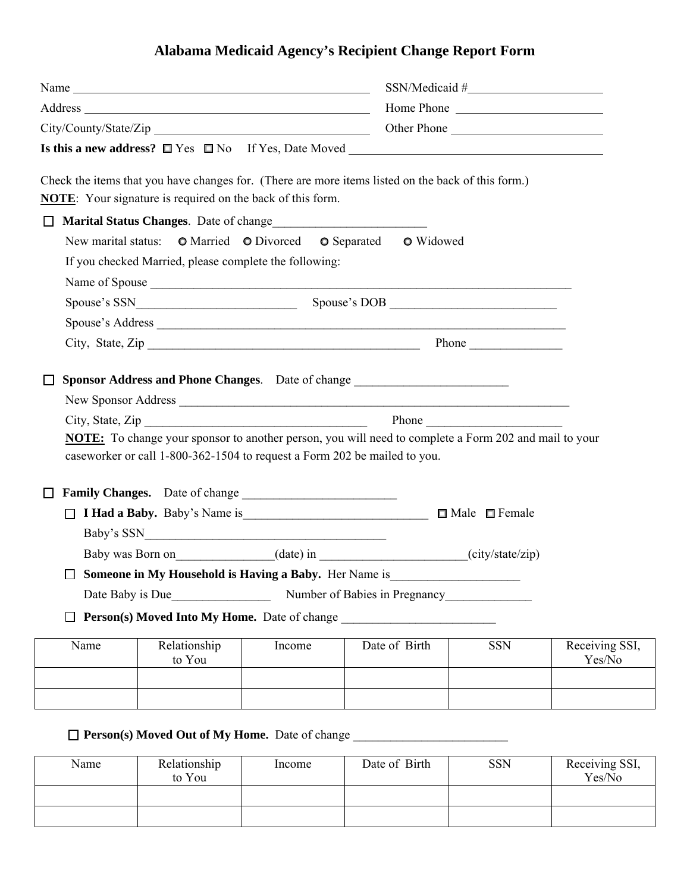# Alabama Medicaid Agency's Recipient Change Report Form

Name ______________________________ SSN/Medicaid #______________________

Address ______________________________ Home Phone ______________________

City/County/State/Zip ______________________________ Other Phone ______________________

**Is this a new address?** ☐ Yes ☐ No If Yes, Date Moved ______________________

Check the items that you have changes for. (There are more items listed on the back of this form.)
**NOTE**: Your signature is required on the back of this form.

☐ **Marital Status Changes**. Date of change________________________

New marital status: ○ Married ○ Divorced ○ Separated ○ Widowed

If you checked Married, please complete the following:

Name of Spouse ______________________________________________

Spouse's SSN________________________ Spouse's DOB ________________________

Spouse's Address ______________________________________________

City, State, Zip ________________________________ Phone ______________

☐ **Sponsor Address and Phone Changes**. Date of change ________________________

New Sponsor Address ______________________________________________

City, State, Zip ________________________________ Phone ____________________

**NOTE:** To change your sponsor to another person, you will need to complete a Form 202 and mail to your caseworker or call 1-800-362-1504 to request a Form 202 be mailed to you.

☐ **Family Changes.** Date of change ________________________

☐ **I Had a Baby.** Baby's Name is____________________________ ☐ Male ☐ Female

Baby's SSN______________________________________

Baby was Born on_______________(date) in _______________________(city/state/zip)

☐ **Someone in My Household is Having a Baby.** Her Name is____________________

Date Baby is Due_______________ Number of Babies in Pregnancy_____________

☐ **Person(s) Moved Into My Home.** Date of change ________________________

| Name | Relationship to You | Income | Date of Birth | SSN | Receiving SSI, Yes/No |
|---|---|---|---|---|---|
| | | | | | |
| | | | | | |

☐ **Person(s) Moved Out of My Home.** Date of change ________________________

| Name | Relationship to You | Income | Date of Birth | SSN | Receiving SSI, Yes/No |
|---|---|---|---|---|---|
| | | | | | |
| | | | | | |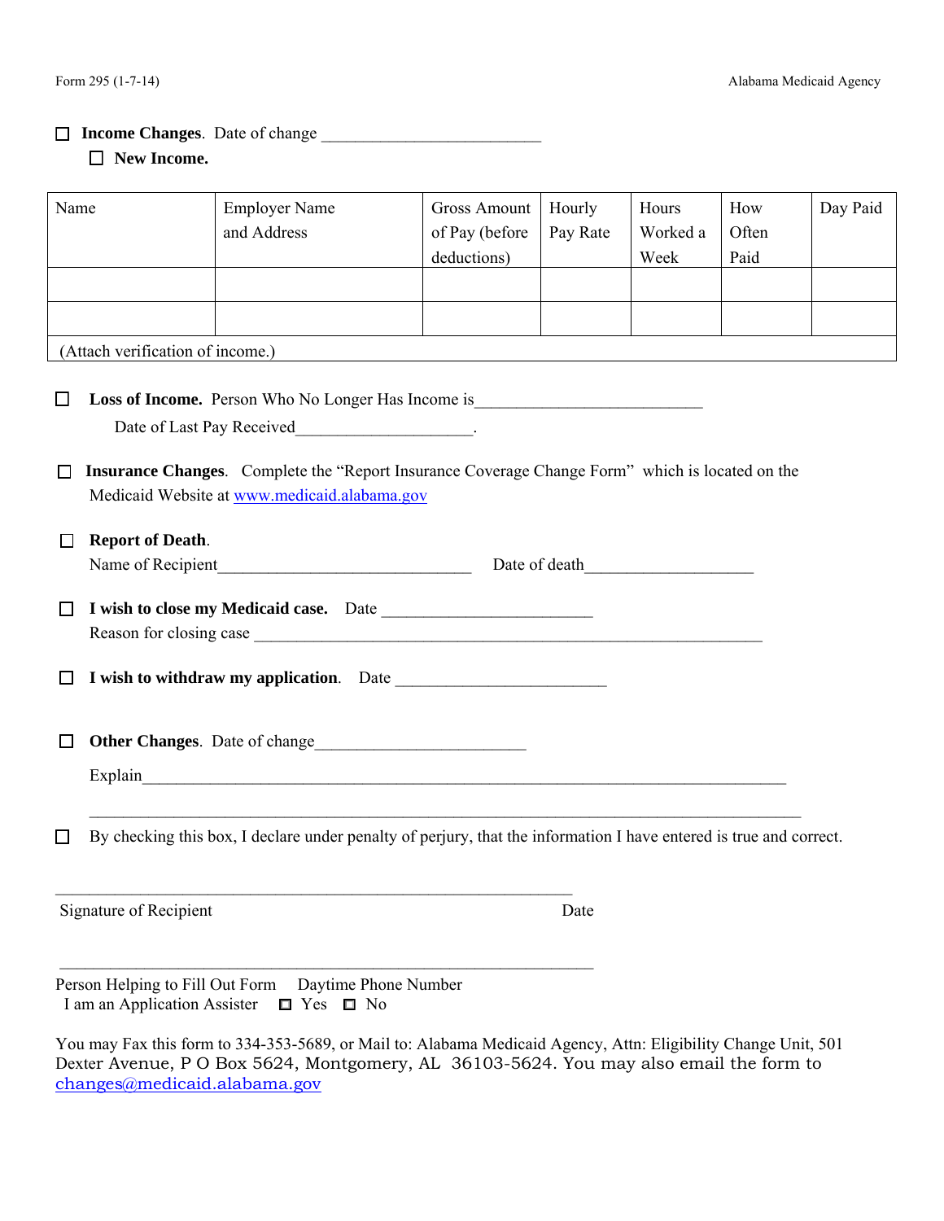☐ **Income Changes**. Date of change ___________________________

☐ **New Income.**

| Name | Employer Name and Address | Gross Amount of Pay (before deductions) | Hourly Pay Rate | Hours Worked a Week | How Often Paid | Day Paid |
|---|---|---|---|---|---|---|
| | | | | | | |
| | | | | | | |
| (Attach verification of income.) | | | | | | |

☐ **Loss of Income.** Person Who No Longer Has Income is___________________________

Date of Last Pay Received____________________.

☐ **Insurance Changes**. Complete the "Report Insurance Coverage Change Form" which is located on the Medicaid Website at www.medicaid.alabama.gov

☐ **Report of Death**.

Name of Recipient______________________________ Date of death____________________

☐ **I wish to close my Medicaid case.** Date _________________________

Reason for closing case ____________________________________________________________

☐ **I wish to withdraw my application**. Date _________________________

☐ **Other Changes**. Date of change_________________________

Explain_______________________________________________________________________________

_____________________________________________________________________________________

☐ By checking this box, I declare under penalty of perjury, that the information I have entered is true and correct.

______________________________________________________________

Signature of Recipient Date

______________________________________________________________

Person Helping to Fill Out Form Daytime Phone Number

I am an Application Assister ☐ Yes ☐ No

You may Fax this form to 334-353-5689, or Mail to: Alabama Medicaid Agency, Attn: Eligibility Change Unit, 501 Dexter Avenue, P O Box 5624, Montgomery, AL 36103-5624. You may also email the form to changes@medicaid.alabama.gov